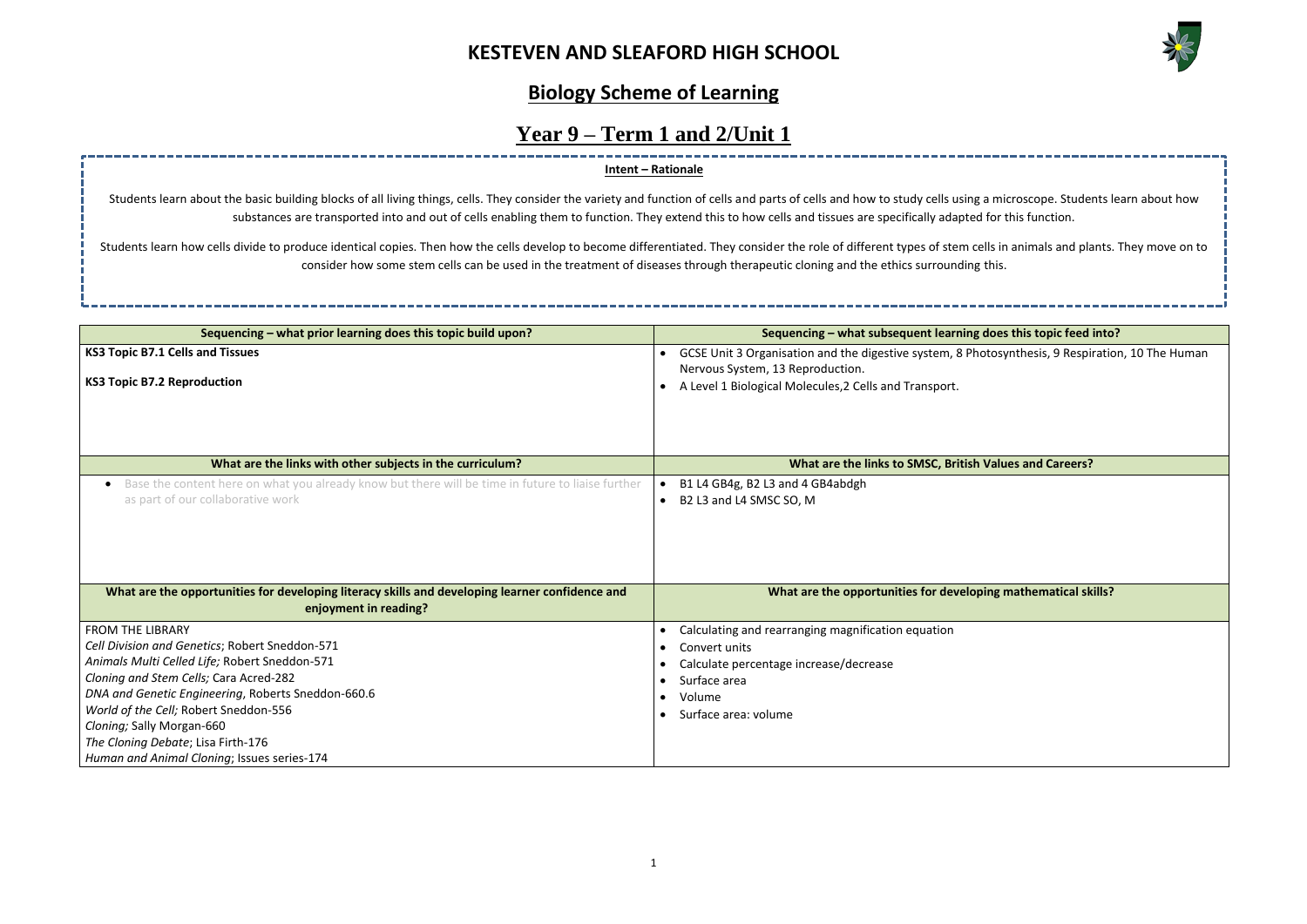# KESTEVEN AND SLEAFORD HIGH SCHOOL

## Biology Scheme of Learning

## Year 9 – Term 1 and 2/Unit 1

**Intent – Rationale**

Students learn about the basic building blocks of all living things, cells. They consider the variety and function of cells and parts of cells and how to study cells using a microscope. Students learn about how substances are transported into and out of cells enabling them to function. They extend this to how cells and tissues are specifically adapted for this function.

Students learn how cells divide to produce identical copies. Then how the cells develop to become differentiated. They consider the role of different types of stem cells in animals and plants. They move on to consider how some stem cells can be used in the treatment of diseases through therapeutic cloning and the ethics surrounding this.

| Sequencing – what prior learning does this topic build upon? | Sequencing – what subsequent learning does this topic feed into? |
|---|---|
| **KS3 Topic B7.1 Cells and Tissues**<br><br>**KS3 Topic B7.2 Reproduction** | • GCSE Unit 3 Organisation and the digestive system, 8 Photosynthesis, 9 Respiration, 10 The Human Nervous System, 13 Reproduction.<br>• A Level 1 Biological Molecules,2 Cells and Transport. |
| **What are the links with other subjects in the curriculum?** | **What are the links to SMSC, British Values and Careers?** |
| • Base the content here on what you already know but there will be time in future to liaise further as part of our collaborative work | • B1 L4 GB4g, B2 L3 and 4 GB4abdgh<br>• B2 L3 and L4 SMSC SO, M |
| **What are the opportunities for developing literacy skills and developing learner confidence and enjoyment in reading?** | **What are the opportunities for developing mathematical skills?** |
| FROM THE LIBRARY<br>*Cell Division and Genetics*; Robert Sneddon-571<br>*Animals Multi Celled Life;* Robert Sneddon-571<br>*Cloning and Stem Cells;* Cara Acred-282<br>*DNA and Genetic Engineering*, Roberts Sneddon-660.6<br>*World of the Cell;* Robert Sneddon-556<br>*Cloning;* Sally Morgan-660<br>*The Cloning Debate*; Lisa Firth-176<br>*Human and Animal Cloning*; Issues series-174 | • Calculating and rearranging magnification equation<br>• Convert units<br>• Calculate percentage increase/decrease<br>• Surface area<br>• Volume<br>• Surface area: volume |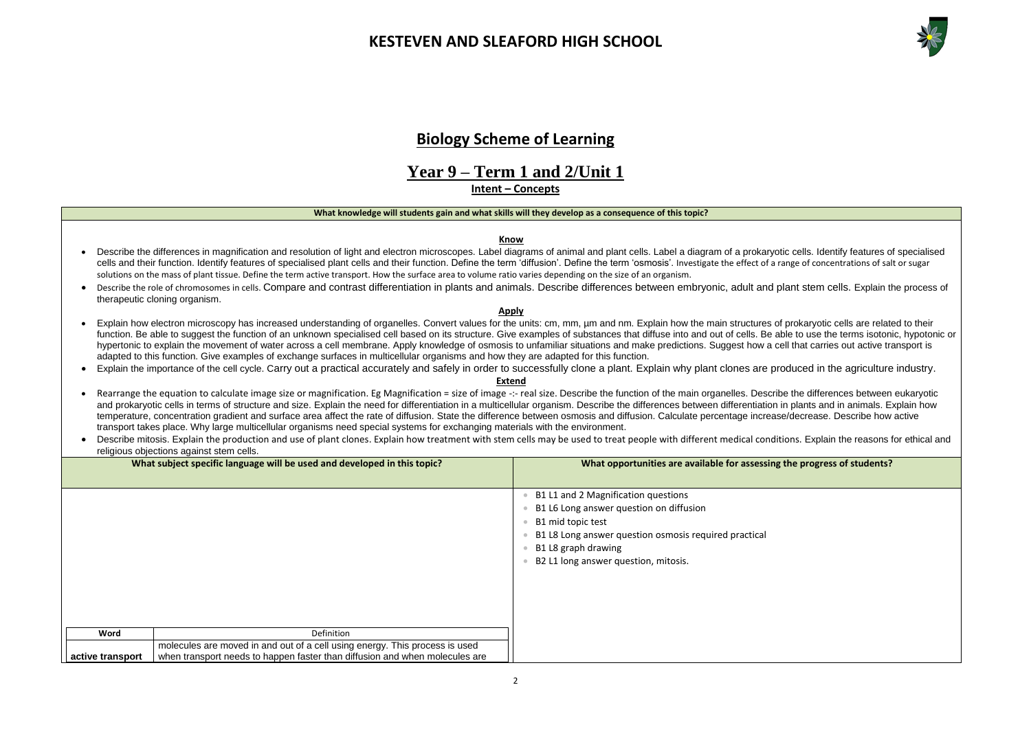# KESTEVEN AND SLEAFORD HIGH SCHOOL

## Biology Scheme of Learning

## Year 9 – Term 1 and 2/Unit 1

**Intent – Concepts**

**What knowledge will students gain and what skills will they develop as a consequence of this topic?**

**Know**

- Describe the differences in magnification and resolution of light and electron microscopes. Label diagrams of animal and plant cells. Label a diagram of a prokaryotic cells. Identify features of specialised cells and their function. Identify features of specialised plant cells and their function. Define the term 'diffusion'. Define the term 'osmosis'. Investigate the effect of a range of concentrations of salt or sugar solutions on the mass of plant tissue. Define the term active transport. How the surface area to volume ratio varies depending on the size of an organism.
- Describe the role of chromosomes in cells. Compare and contrast differentiation in plants and animals. Describe differences between embryonic, adult and plant stem cells. Explain the process of therapeutic cloning organism.

**Apply**

- Explain how electron microscopy has increased understanding of organelles. Convert values for the units: cm, mm, µm and nm. Explain how the main structures of prokaryotic cells are related to their function. Be able to suggest the function of an unknown specialised cell based on its structure. Give examples of substances that diffuse into and out of cells. Be able to use the terms isotonic, hypotonic or hypertonic to explain the movement of water across a cell membrane. Apply knowledge of osmosis to unfamiliar situations and make predictions. Suggest how a cell that carries out active transport is adapted to this function. Give examples of exchange surfaces in multicellular organisms and how they are adapted for this function.
- Explain the importance of the cell cycle. Carry out a practical accurately and safely in order to successfully clone a plant. Explain why plant clones are produced in the agriculture industry.

**Extend**

- Rearrange the equation to calculate image size or magnification. Eg Magnification = size of image -:- real size. Describe the function of the main organelles. Describe the differences between eukaryotic and prokaryotic cells in terms of structure and size. Explain the need for differentiation in a multicellular organism. Describe the differences between differentiation in plants and in animals. Explain how temperature, concentration gradient and surface area affect the rate of diffusion. State the difference between osmosis and diffusion. Calculate percentage increase/decrease. Describe how active transport takes place. Why large multicellular organisms need special systems for exchanging materials with the environment.
- Describe mitosis. Explain the production and use of plant clones. Explain how treatment with stem cells may be used to treat people with different medical conditions. Explain the reasons for ethical and religious objections against stem cells.

**What subject specific language will be used and developed in this topic?**

| Word | Definition |
|---|---|
| active transport | molecules are moved in and out of a cell using energy. This process is used when transport needs to happen faster than diffusion and when molecules are |

**What opportunities are available for assessing the progress of students?**

- B1 L1 and 2 Magnification questions
- B1 L6 Long answer question on diffusion
- B1 mid topic test
- B1 L8 Long answer question osmosis required practical
- B1 L8 graph drawing
- B2 L1 long answer question, mitosis.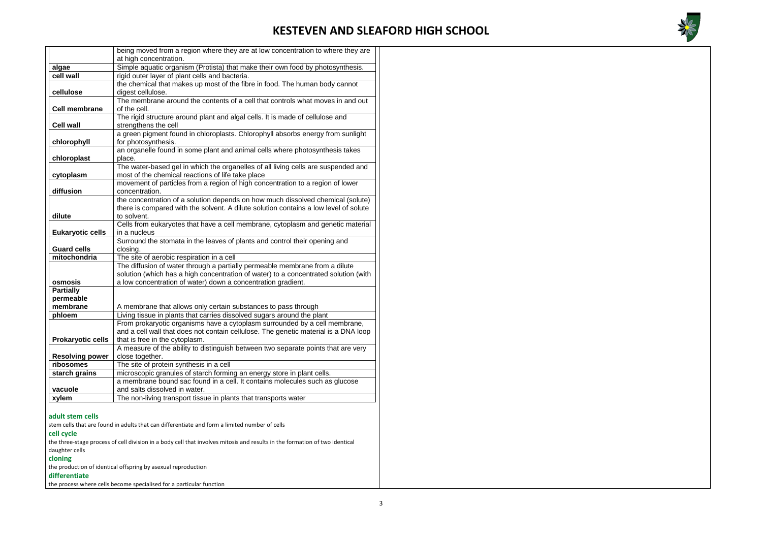| | |
|---|---|
| | being moved from a region where they are at low concentration to where they are at high concentration. |
| **algae** | Simple aquatic organism (Protista) that make their own food by photosynthesis. |
| **cell wall** | rigid outer layer of plant cells and bacteria. |
| **cellulose** | the chemical that makes up most of the fibre in food. The human body cannot digest cellulose. |
| **Cell membrane** | The membrane around the contents of a cell that controls what moves in and out of the cell. |
| **Cell wall** | The rigid structure around plant and algal cells. It is made of cellulose and strengthens the cell |
| **chlorophyll** | a green pigment found in chloroplasts. Chlorophyll absorbs energy from sunlight for photosynthesis. |
| **chloroplast** | an organelle found in some plant and animal cells where photosynthesis takes place. |
| **cytoplasm** | The water-based gel in which the organelles of all living cells are suspended and most of the chemical reactions of life take place |
| **diffusion** | movement of particles from a region of high concentration to a region of lower concentration. |
| **dilute** | the concentration of a solution depends on how much dissolved chemical (solute) there is compared with the solvent. A dilute solution contains a low level of solute to solvent. |
| **Eukaryotic cells** | Cells from eukaryotes that have a cell membrane, cytoplasm and genetic material in a nucleus |
| **Guard cells** | Surround the stomata in the leaves of plants and control their opening and closing. |
| **mitochondria** | The site of aerobic respiration in a cell |
| **osmosis** | The diffusion of water through a partially permeable membrane from a dilute solution (which has a high concentration of water) to a concentrated solution (with a low concentration of water) down a concentration gradient. |
| **Partially permeable membrane** | A membrane that allows only certain substances to pass through |
| **phloem** | Living tissue in plants that carries dissolved sugars around the plant |
| **Prokaryotic cells** | From prokaryotic organisms have a cytoplasm surrounded by a cell membrane, and a cell wall that does not contain cellulose. The genetic material is a DNA loop that is free in the cytoplasm. |
| **Resolving power** | A measure of the ability to distinguish between two separate points that are very close together. |
| **ribosomes** | The site of protein synthesis in a cell |
| **starch grains** | microscopic granules of starch forming an energy store in plant cells. |
| **vacuole** | a membrane bound sac found in a cell. It contains molecules such as glucose and salts dissolved in water. |
| **xylem** | The non-living transport tissue in plants that transports water |

**adult stem cells**

stem cells that are found in adults that can differentiate and form a limited number of cells

**cell cycle**

the three-stage process of cell division in a body cell that involves mitosis and results in the formation of two identical daughter cells

**cloning**

the production of identical offspring by asexual reproduction

**differentiate**

the process where cells become specialised for a particular function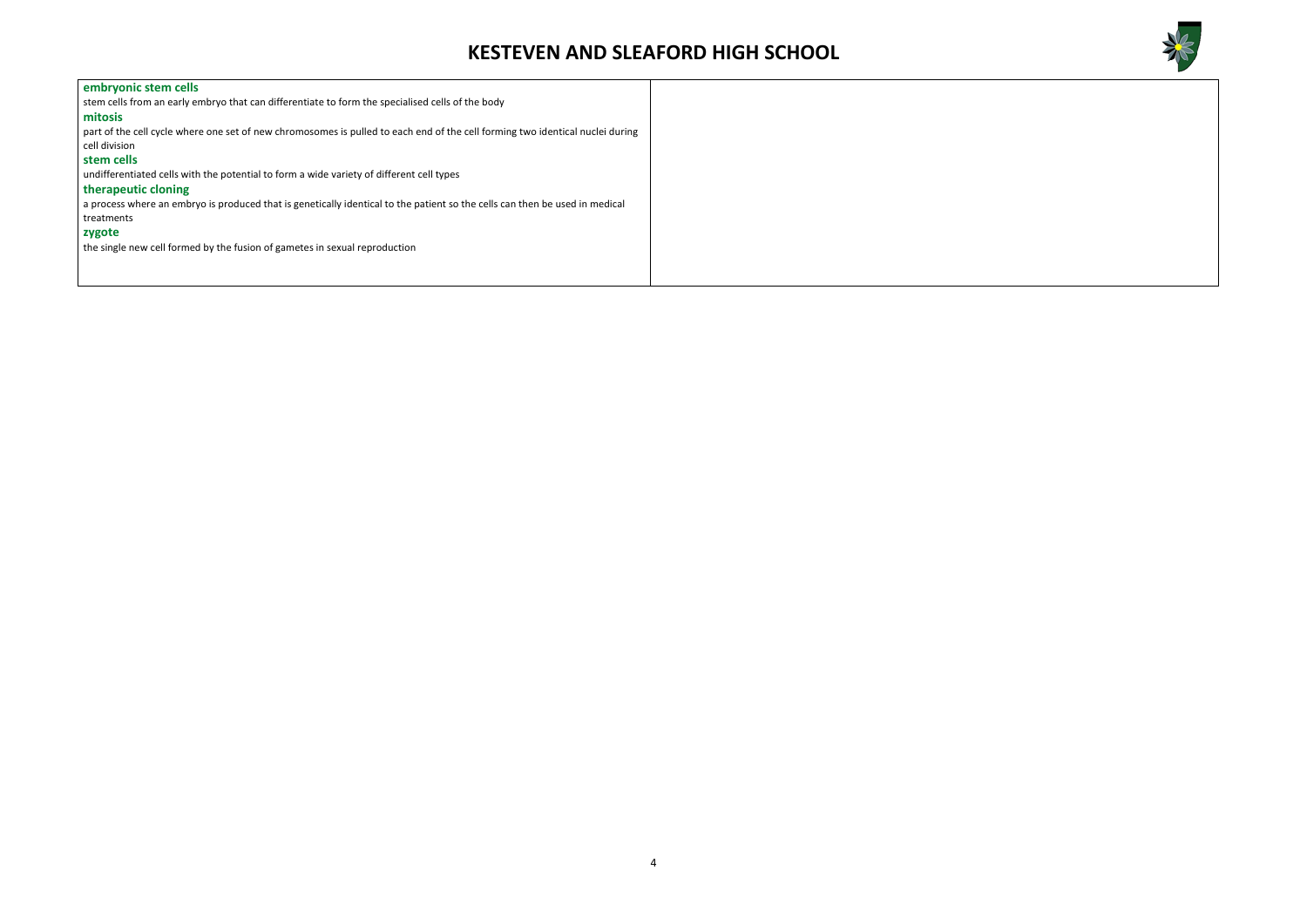**embryonic stem cells**

stem cells from an early embryo that can differentiate to form the specialised cells of the body

**mitosis**

part of the cell cycle where one set of new chromosomes is pulled to each end of the cell forming two identical nuclei during cell division

**stem cells**

undifferentiated cells with the potential to form a wide variety of different cell types

**therapeutic cloning**

a process where an embryo is produced that is genetically identical to the patient so the cells can then be used in medical treatments

**zygote**

the single new cell formed by the fusion of gametes in sexual reproduction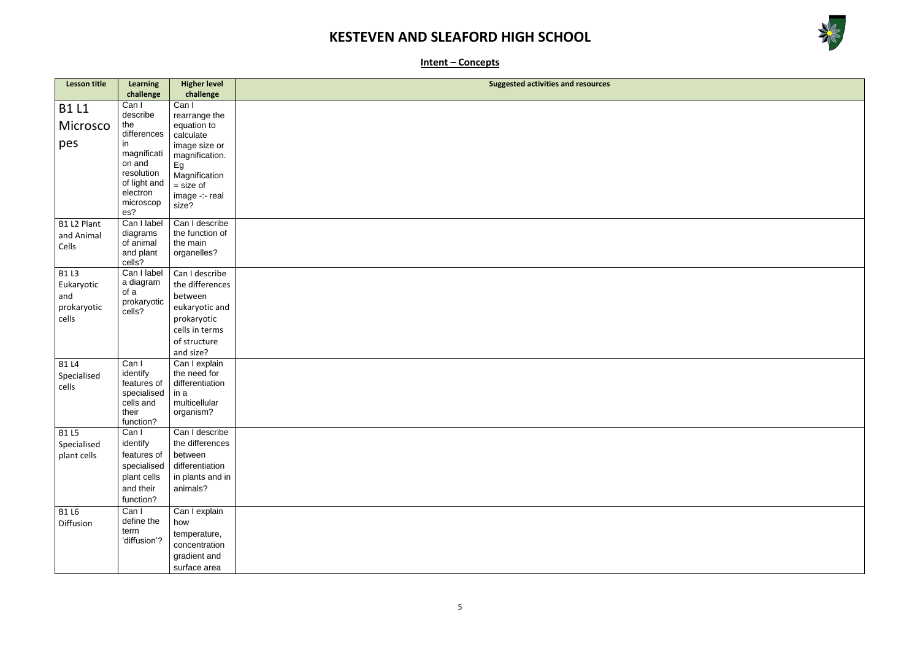# KESTEVEN AND SLEAFORD HIGH SCHOOL

## Intent – Concepts

| Lesson title | Learning challenge | Higher level challenge | Suggested activities and resources |
|---|---|---|---|
| B1 L1 Microscopes | Can I describe the differences in magnification and resolution of light and electron microscopes? | Can I rearrange the equation to calculate image size or magnification. Eg Magnification = size of image -:- real size? | |
| B1 L2 Plant and Animal Cells | Can I label diagrams of animal and plant cells? | Can I describe the function of the main organelles? | |
| B1 L3 Eukaryotic and prokaryotic cells | Can I label a diagram of a prokaryotic cells? | Can I describe the differences between eukaryotic and prokaryotic cells in terms of structure and size? | |
| B1 L4 Specialised cells | Can I identify features of specialised cells and their function? | Can I explain the need for differentiation in a multicellular organism? | |
| B1 L5 Specialised plant cells | Can I identify features of specialised plant cells and their function? | Can I describe the differences between differentiation in plants and in animals? | |
| B1 L6 Diffusion | Can I define the term 'diffusion'? | Can I explain how temperature, concentration gradient and surface area | |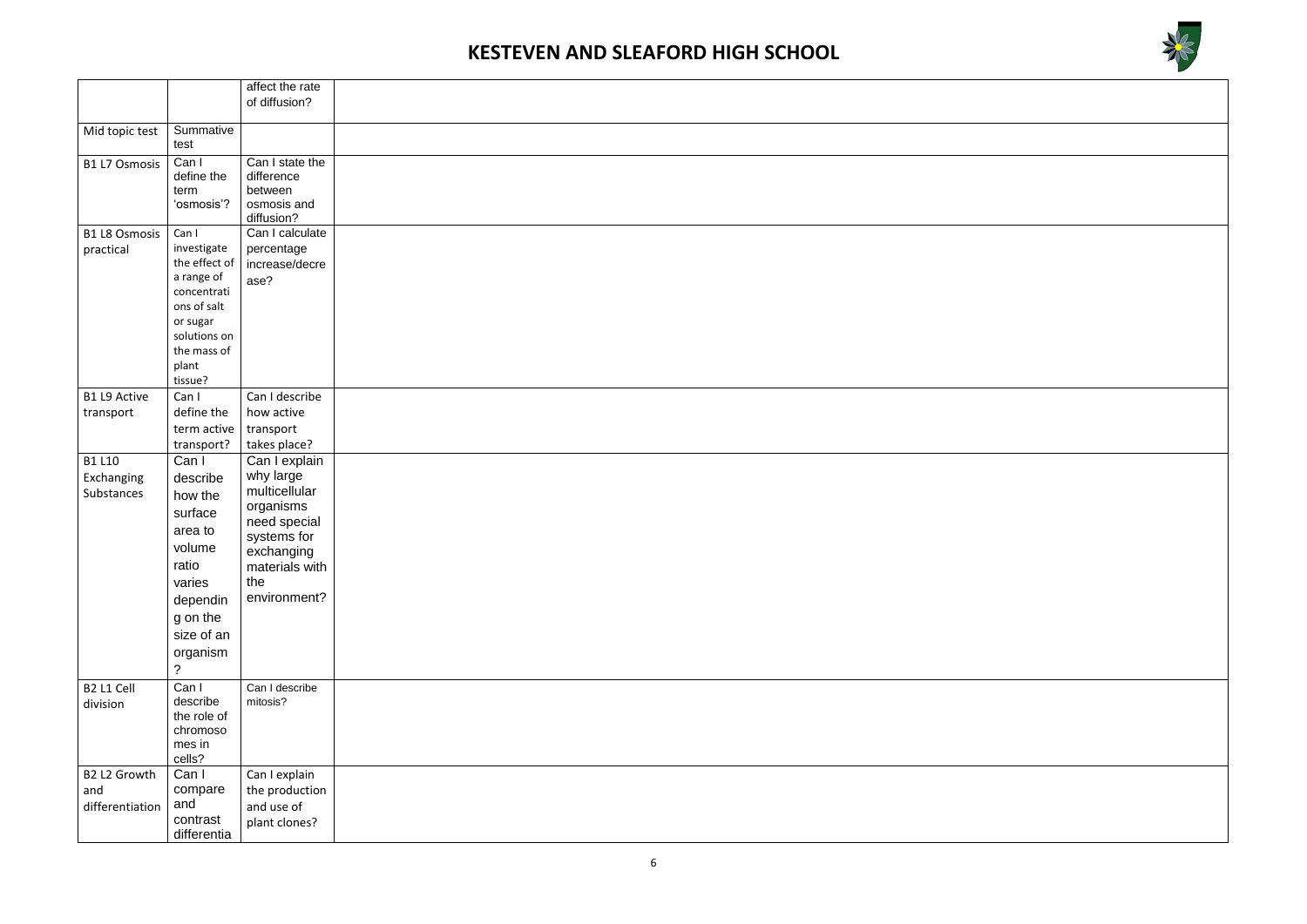# KESTEVEN AND SLEAFORD HIGH SCHOOL

| | | | |
|---|---|---|---|
| | | affect the rate of diffusion? | |
| Mid topic test | Summative test | | |
| B1 L7 Osmosis | Can I define the term 'osmosis'? | Can I state the difference between osmosis and diffusion? | |
| B1 L8 Osmosis practical | Can I investigate the effect of a range of concentrations of salt or sugar solutions on the mass of plant tissue? | Can I calculate percentage increase/decrease? | |
| B1 L9 Active transport | Can I define the term active transport? | Can I describe how active transport takes place? | |
| B1 L10 Exchanging Substances | Can I describe how the surface area to volume ratio varies depending on the size of an organism? | Can I explain why large multicellular organisms need special systems for exchanging materials with the environment? | |
| B2 L1 Cell division | Can I describe the role of chromosomes in cells? | Can I describe mitosis? | |
| B2 L2 Growth and differentiation | Can I compare and contrast differentia | Can I explain the production and use of plant clones? | |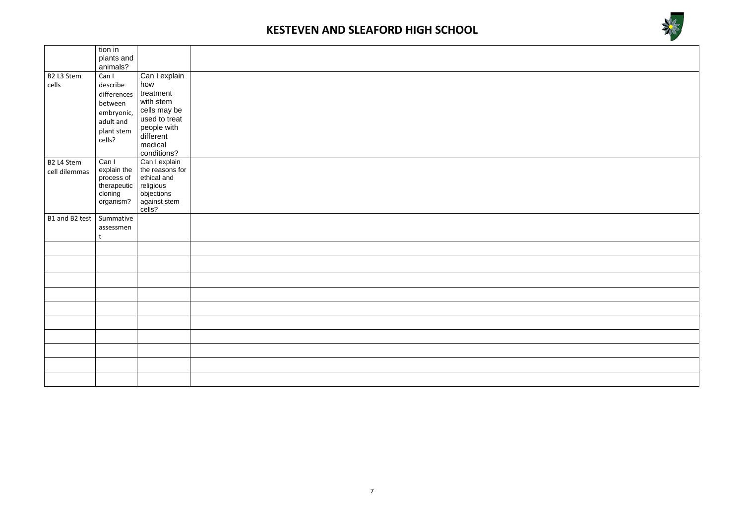| | | | |
|---|---|---|---|
| | tion in plants and animals? | | |
| B2 L3 Stem cells | Can I describe differences between embryonic, adult and plant stem cells? | Can I explain how treatment with stem cells may be used to treat people with different medical conditions? | |
| B2 L4 Stem cell dilemmas | Can I explain the process of therapeutic cloning organism? | Can I explain the reasons for ethical and religious objections against stem cells? | |
| B1 and B2 test | Summative assessment | | |
| | | | |
| | | | |
| | | | |
| | | | |
| | | | |
| | | | |
| | | | |
| | | | |
| | | | |
| | | | |